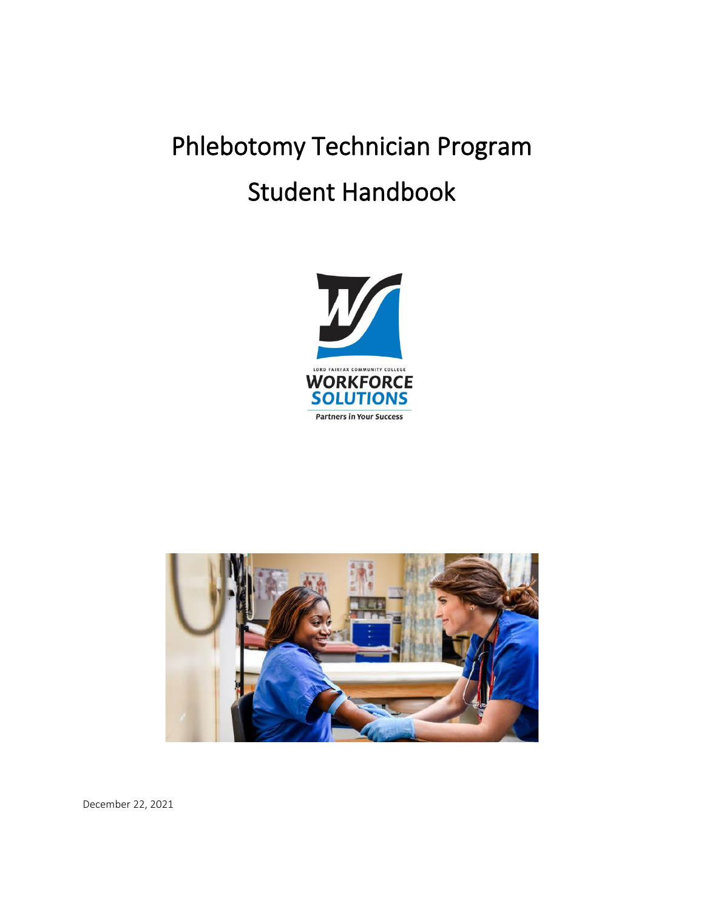# Phlebotomy Technician Program

# Student Handbook

LORD FAIRFAX COMMUNITY COLLEGE

WORKFORCE SOLUTIONS

Partners in Your Success

December 22, 2021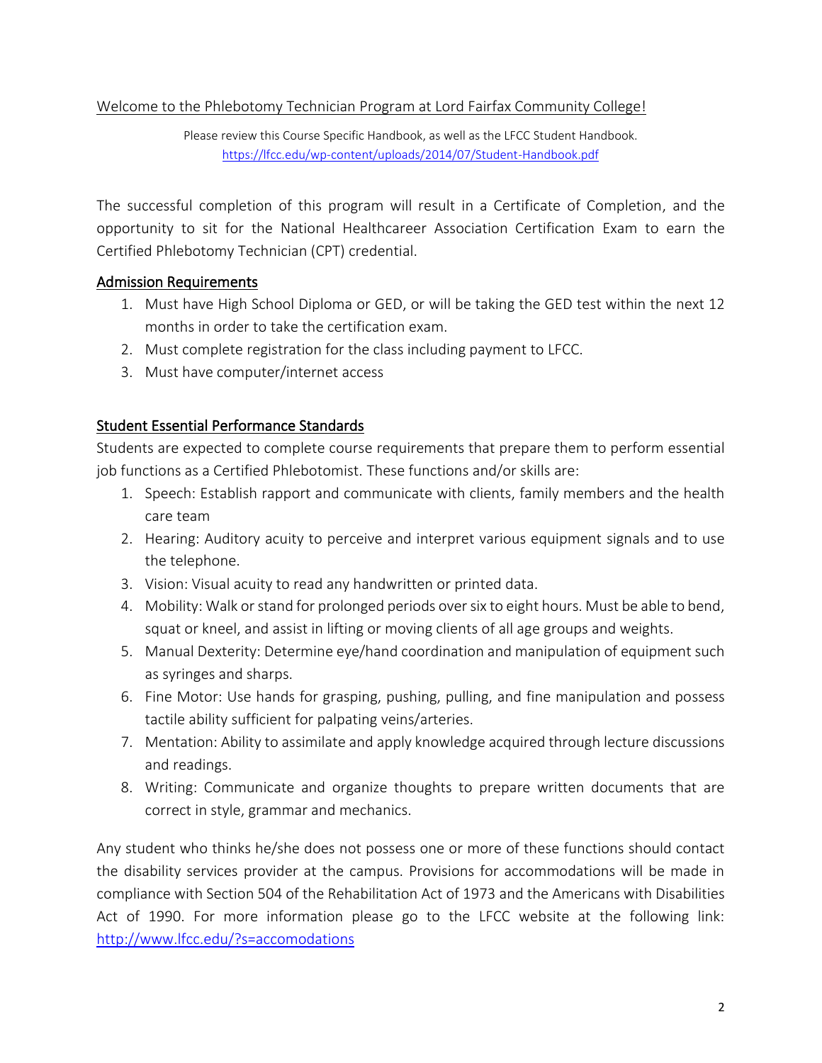Welcome to the Phlebotomy Technician Program at Lord Fairfax Community College!

Please review this Course Specific Handbook, as well as the LFCC Student Handbook.
https://lfcc.edu/wp-content/uploads/2014/07/Student-Handbook.pdf

The successful completion of this program will result in a Certificate of Completion, and the opportunity to sit for the National Healthcareer Association Certification Exam to earn the Certified Phlebotomy Technician (CPT) credential.

## Admission Requirements

1. Must have High School Diploma or GED, or will be taking the GED test within the next 12 months in order to take the certification exam.
2. Must complete registration for the class including payment to LFCC.
3. Must have computer/internet access

## Student Essential Performance Standards

Students are expected to complete course requirements that prepare them to perform essential job functions as a Certified Phlebotomist. These functions and/or skills are:

1. Speech: Establish rapport and communicate with clients, family members and the health care team
2. Hearing: Auditory acuity to perceive and interpret various equipment signals and to use the telephone.
3. Vision: Visual acuity to read any handwritten or printed data.
4. Mobility: Walk or stand for prolonged periods over six to eight hours. Must be able to bend, squat or kneel, and assist in lifting or moving clients of all age groups and weights.
5. Manual Dexterity: Determine eye/hand coordination and manipulation of equipment such as syringes and sharps.
6. Fine Motor: Use hands for grasping, pushing, pulling, and fine manipulation and possess tactile ability sufficient for palpating veins/arteries.
7. Mentation: Ability to assimilate and apply knowledge acquired through lecture discussions and readings.
8. Writing: Communicate and organize thoughts to prepare written documents that are correct in style, grammar and mechanics.

Any student who thinks he/she does not possess one or more of these functions should contact the disability services provider at the campus. Provisions for accommodations will be made in compliance with Section 504 of the Rehabilitation Act of 1973 and the Americans with Disabilities Act of 1990. For more information please go to the LFCC website at the following link: http://www.lfcc.edu/?s=accomodations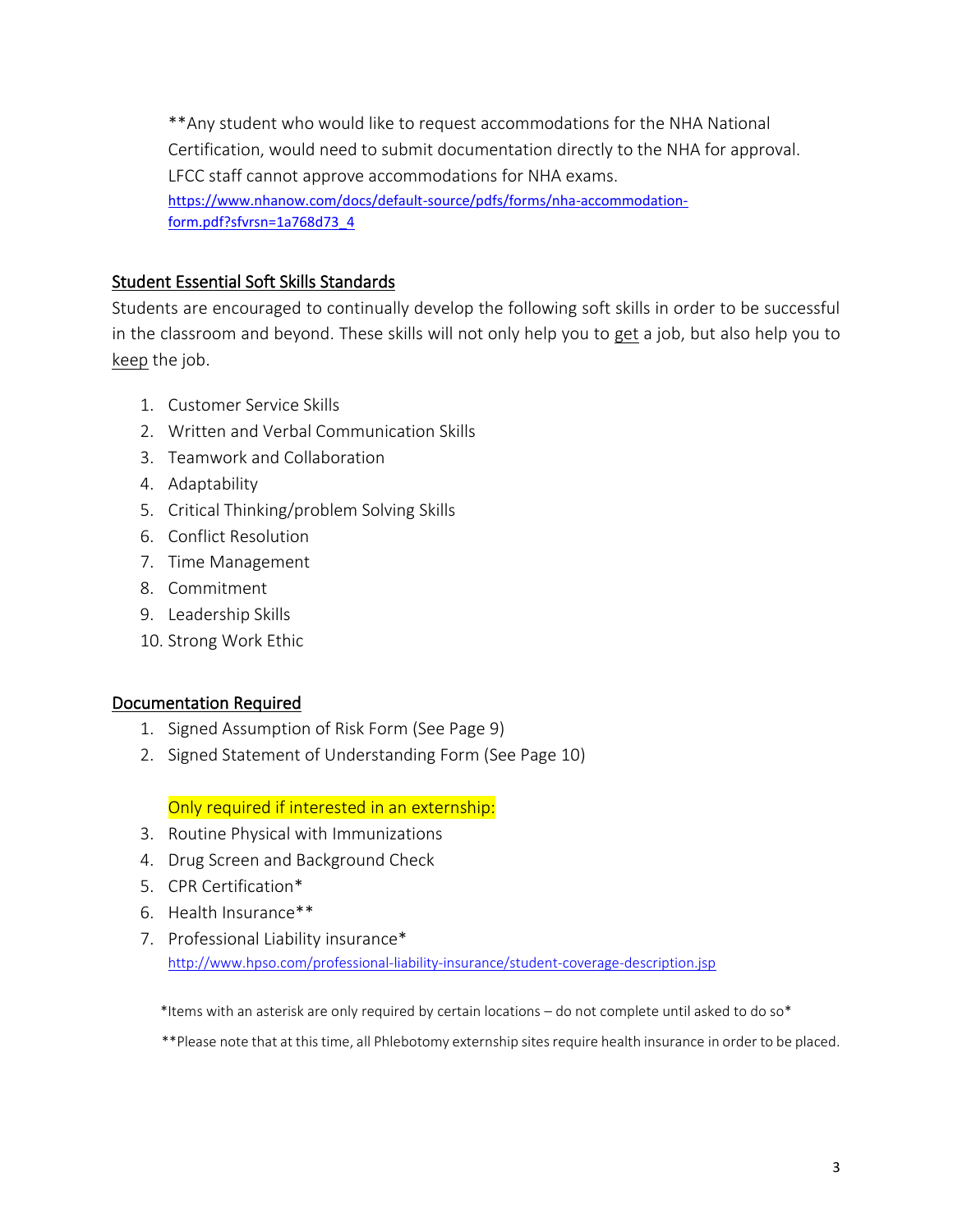**Any student who would like to request accommodations for the NHA National Certification, would need to submit documentation directly to the NHA for approval. LFCC staff cannot approve accommodations for NHA exams.
https://www.nhanow.com/docs/default-source/pdfs/forms/nha-accommodation-form.pdf?sfvrsn=1a768d73_4

## Student Essential Soft Skills Standards

Students are encouraged to continually develop the following soft skills in order to be successful in the classroom and beyond. These skills will not only help you to get a job, but also help you to keep the job.

1. Customer Service Skills
2. Written and Verbal Communication Skills
3. Teamwork and Collaboration
4. Adaptability
5. Critical Thinking/problem Solving Skills
6. Conflict Resolution
7. Time Management
8. Commitment
9. Leadership Skills
10. Strong Work Ethic

## Documentation Required

1. Signed Assumption of Risk Form (See Page 9)
2. Signed Statement of Understanding Form (See Page 10)

Only required if interested in an externship:

3. Routine Physical with Immunizations
4. Drug Screen and Background Check
5. CPR Certification*
6. Health Insurance**
7. Professional Liability insurance*
   http://www.hpso.com/professional-liability-insurance/student-coverage-description.jsp

*Items with an asterisk are only required by certain locations – do not complete until asked to do so*

**Please note that at this time, all Phlebotomy externship sites require health insurance in order to be placed.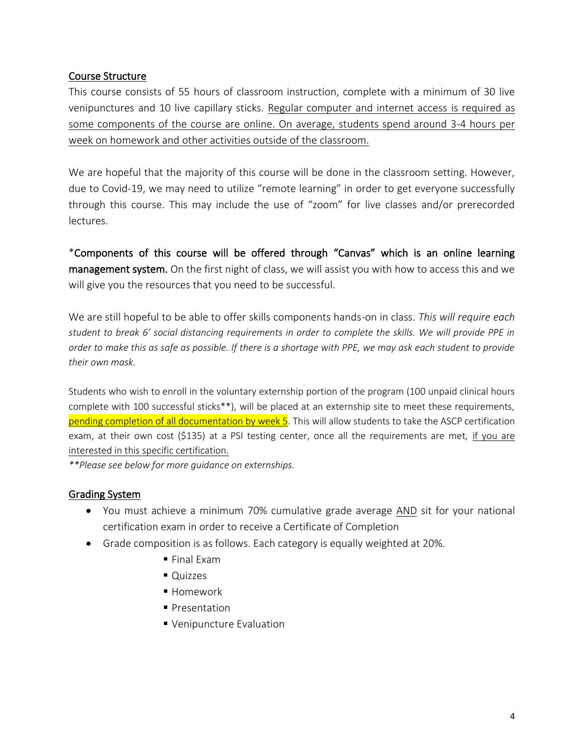## Course Structure

This course consists of 55 hours of classroom instruction, complete with a minimum of 30 live venipunctures and 10 live capillary sticks. <u>Regular computer and internet access is required as some components of the course are online. On average, students spend around 3-4 hours per week on homework and other activities outside of the classroom.</u>

We are hopeful that the majority of this course will be done in the classroom setting. However, due to Covid-19, we may need to utilize "remote learning" in order to get everyone successfully through this course. This may include the use of "zoom" for live classes and/or prerecorded lectures.

*Components of this course will be offered through "Canvas" which is an online learning management system. On the first night of class, we will assist you with how to access this and we will give you the resources that you need to be successful.

We are still hopeful to be able to offer skills components hands-on in class. *This will require each student to break 6' social distancing requirements in order to complete the skills. We will provide PPE in order to make this as safe as possible. If there is a shortage with PPE, we may ask each student to provide their own mask.*

Students who wish to enroll in the voluntary externship portion of the program (100 unpaid clinical hours complete with 100 successful sticks**), will be placed at an externship site to meet these requirements, <u>pending completion of all documentation by week 5</u>. This will allow students to take the ASCP certification exam, at their own cost ($135) at a PSI testing center, once all the requirements are met, <u>if you are interested in this specific certification.</u>

*\*\*Please see below for more guidance on externships.*

## Grading System

- You must achieve a minimum 70% cumulative grade average <u>AND</u> sit for your national certification exam in order to receive a Certificate of Completion
- Grade composition is as follows. Each category is equally weighted at 20%.
  - Final Exam
  - Quizzes
  - Homework
  - Presentation
  - Venipuncture Evaluation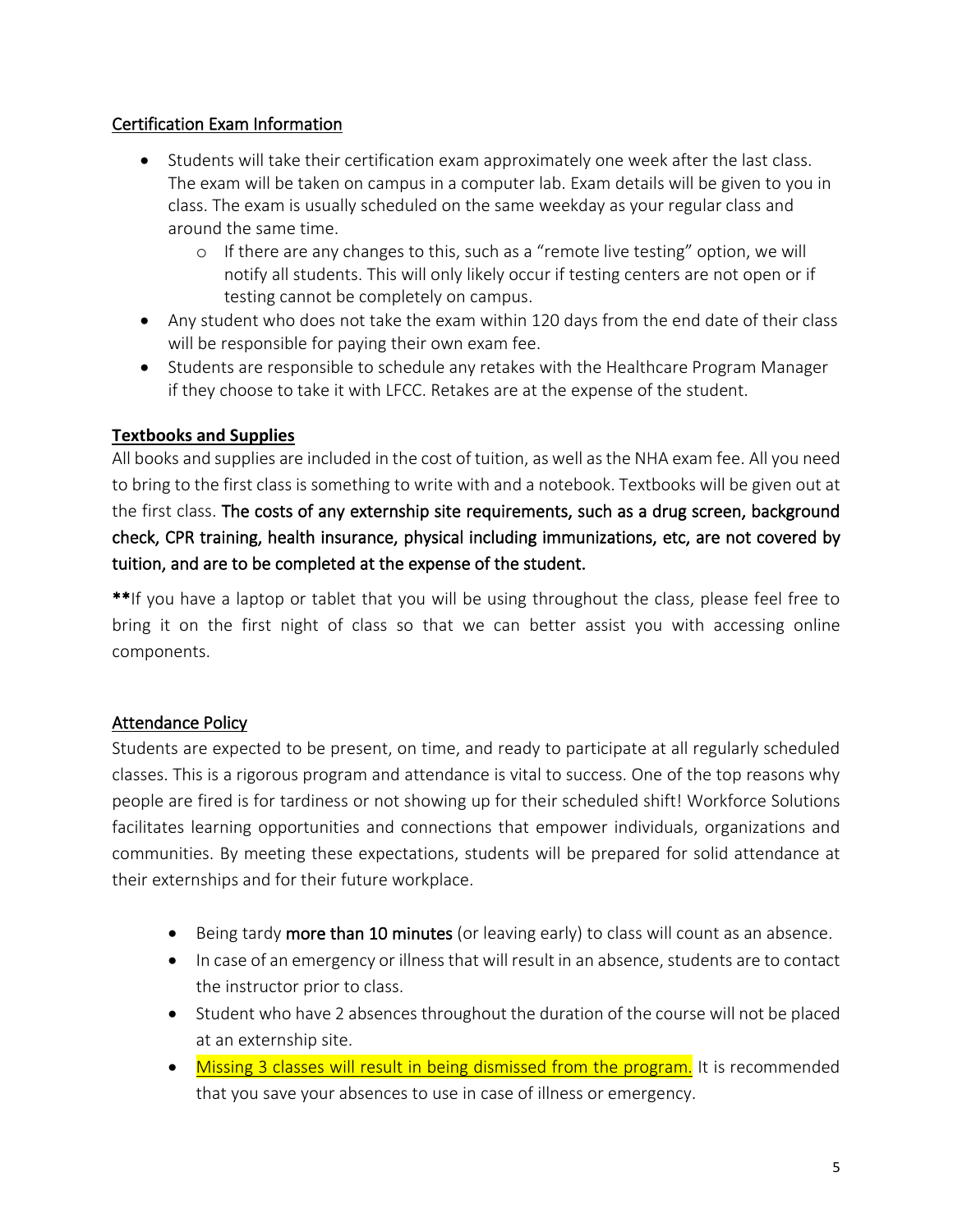## Certification Exam Information

- Students will take their certification exam approximately one week after the last class. The exam will be taken on campus in a computer lab. Exam details will be given to you in class. The exam is usually scheduled on the same weekday as your regular class and around the same time.
  - If there are any changes to this, such as a "remote live testing" option, we will notify all students. This will only likely occur if testing centers are not open or if testing cannot be completely on campus.
- Any student who does not take the exam within 120 days from the end date of their class will be responsible for paying their own exam fee.
- Students are responsible to schedule any retakes with the Healthcare Program Manager if they choose to take it with LFCC. Retakes are at the expense of the student.

## **Textbooks and Supplies**

All books and supplies are included in the cost of tuition, as well as the NHA exam fee. All you need to bring to the first class is something to write with and a notebook. Textbooks will be given out at the first class. The costs of any externship site requirements, such as a drug screen, background check, CPR training, health insurance, physical including immunizations, etc, are not covered by tuition, and are to be completed at the expense of the student.

**\*\***If you have a laptop or tablet that you will be using throughout the class, please feel free to bring it on the first night of class so that we can better assist you with accessing online components.

## Attendance Policy

Students are expected to be present, on time, and ready to participate at all regularly scheduled classes. This is a rigorous program and attendance is vital to success. One of the top reasons why people are fired is for tardiness or not showing up for their scheduled shift! Workforce Solutions facilitates learning opportunities and connections that empower individuals, organizations and communities. By meeting these expectations, students will be prepared for solid attendance at their externships and for their future workplace.

- Being tardy more than 10 minutes (or leaving early) to class will count as an absence.
- In case of an emergency or illness that will result in an absence, students are to contact the instructor prior to class.
- Student who have 2 absences throughout the duration of the course will not be placed at an externship site.
- Missing 3 classes will result in being dismissed from the program. It is recommended that you save your absences to use in case of illness or emergency.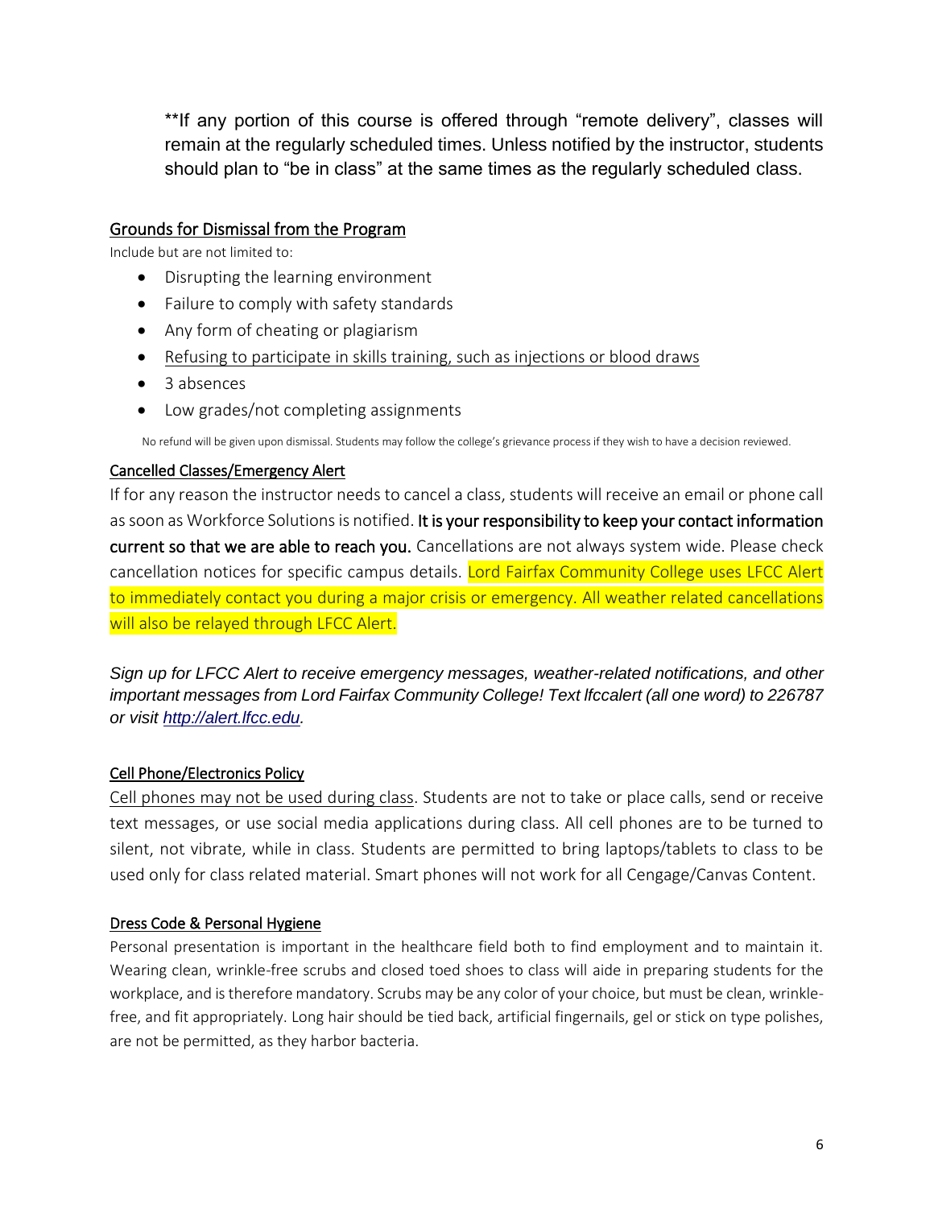**If any portion of this course is offered through "remote delivery", classes will remain at the regularly scheduled times. Unless notified by the instructor, students should plan to "be in class" at the same times as the regularly scheduled class.

## Grounds for Dismissal from the Program

Include but are not limited to:

- Disrupting the learning environment
- Failure to comply with safety standards
- Any form of cheating or plagiarism
- Refusing to participate in skills training, such as injections or blood draws
- 3 absences
- Low grades/not completing assignments

No refund will be given upon dismissal. Students may follow the college's grievance process if they wish to have a decision reviewed.

## Cancelled Classes/Emergency Alert

If for any reason the instructor needs to cancel a class, students will receive an email or phone call as soon as Workforce Solutions is notified. **It is your responsibility to keep your contact information current so that we are able to reach you.** Cancellations are not always system wide. Please check cancellation notices for specific campus details. Lord Fairfax Community College uses LFCC Alert to immediately contact you during a major crisis or emergency. All weather related cancellations will also be relayed through LFCC Alert.

*Sign up for LFCC Alert to receive emergency messages, weather-related notifications, and other important messages from Lord Fairfax Community College! Text lfccalert (all one word) to 226787 or visit [http://alert.lfcc.edu](http://alert.lfcc.edu).*

## Cell Phone/Electronics Policy

Cell phones may not be used during class. Students are not to take or place calls, send or receive text messages, or use social media applications during class. All cell phones are to be turned to silent, not vibrate, while in class. Students are permitted to bring laptops/tablets to class to be used only for class related material. Smart phones will not work for all Cengage/Canvas Content.

## Dress Code & Personal Hygiene

Personal presentation is important in the healthcare field both to find employment and to maintain it. Wearing clean, wrinkle-free scrubs and closed toed shoes to class will aide in preparing students for the workplace, and is therefore mandatory. Scrubs may be any color of your choice, but must be clean, wrinkle-free, and fit appropriately. Long hair should be tied back, artificial fingernails, gel or stick on type polishes, are not be permitted, as they harbor bacteria.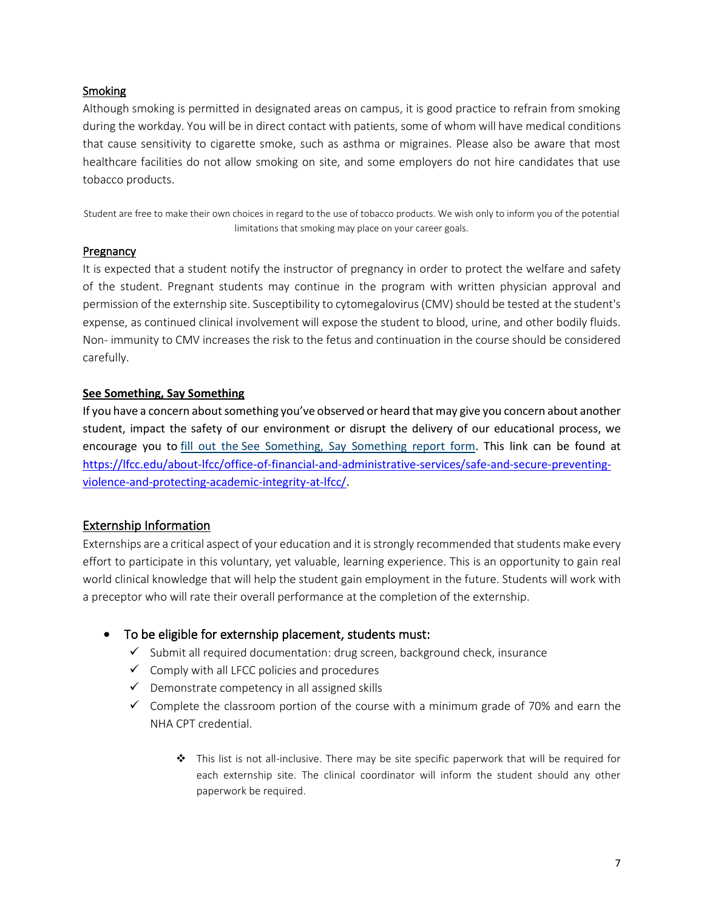## Smoking

Although smoking is permitted in designated areas on campus, it is good practice to refrain from smoking during the workday. You will be in direct contact with patients, some of whom will have medical conditions that cause sensitivity to cigarette smoke, such as asthma or migraines. Please also be aware that most healthcare facilities do not allow smoking on site, and some employers do not hire candidates that use tobacco products.

Student are free to make their own choices in regard to the use of tobacco products. We wish only to inform you of the potential limitations that smoking may place on your career goals.

## Pregnancy

It is expected that a student notify the instructor of pregnancy in order to protect the welfare and safety of the student. Pregnant students may continue in the program with written physician approval and permission of the externship site. Susceptibility to cytomegalovirus (CMV) should be tested at the student's expense, as continued clinical involvement will expose the student to blood, urine, and other bodily fluids. Non- immunity to CMV increases the risk to the fetus and continuation in the course should be considered carefully.

## **See Something, Say Something**

If you have a concern about something you've observed or heard that may give you concern about another student, impact the safety of our environment or disrupt the delivery of our educational process, we encourage you to [fill out the See Something, Say Something report form](https://lfcc.edu/about-lfcc/office-of-financial-and-administrative-services/safe-and-secure-preventing-violence-and-protecting-academic-integrity-at-lfcc/). This link can be found at https://lfcc.edu/about-lfcc/office-of-financial-and-administrative-services/safe-and-secure-preventing-violence-and-protecting-academic-integrity-at-lfcc/.

## Externship Information

Externships are a critical aspect of your education and it is strongly recommended that students make every effort to participate in this voluntary, yet valuable, learning experience. This is an opportunity to gain real world clinical knowledge that will help the student gain employment in the future. Students will work with a preceptor who will rate their overall performance at the completion of the externship.

- To be eligible for externship placement, students must:
  - ✓ Submit all required documentation: drug screen, background check, insurance
  - ✓ Comply with all LFCC policies and procedures
  - ✓ Demonstrate competency in all assigned skills
  - ✓ Complete the classroom portion of the course with a minimum grade of 70% and earn the NHA CPT credential.

    - ❖ This list is not all-inclusive. There may be site specific paperwork that will be required for each externship site. The clinical coordinator will inform the student should any other paperwork be required.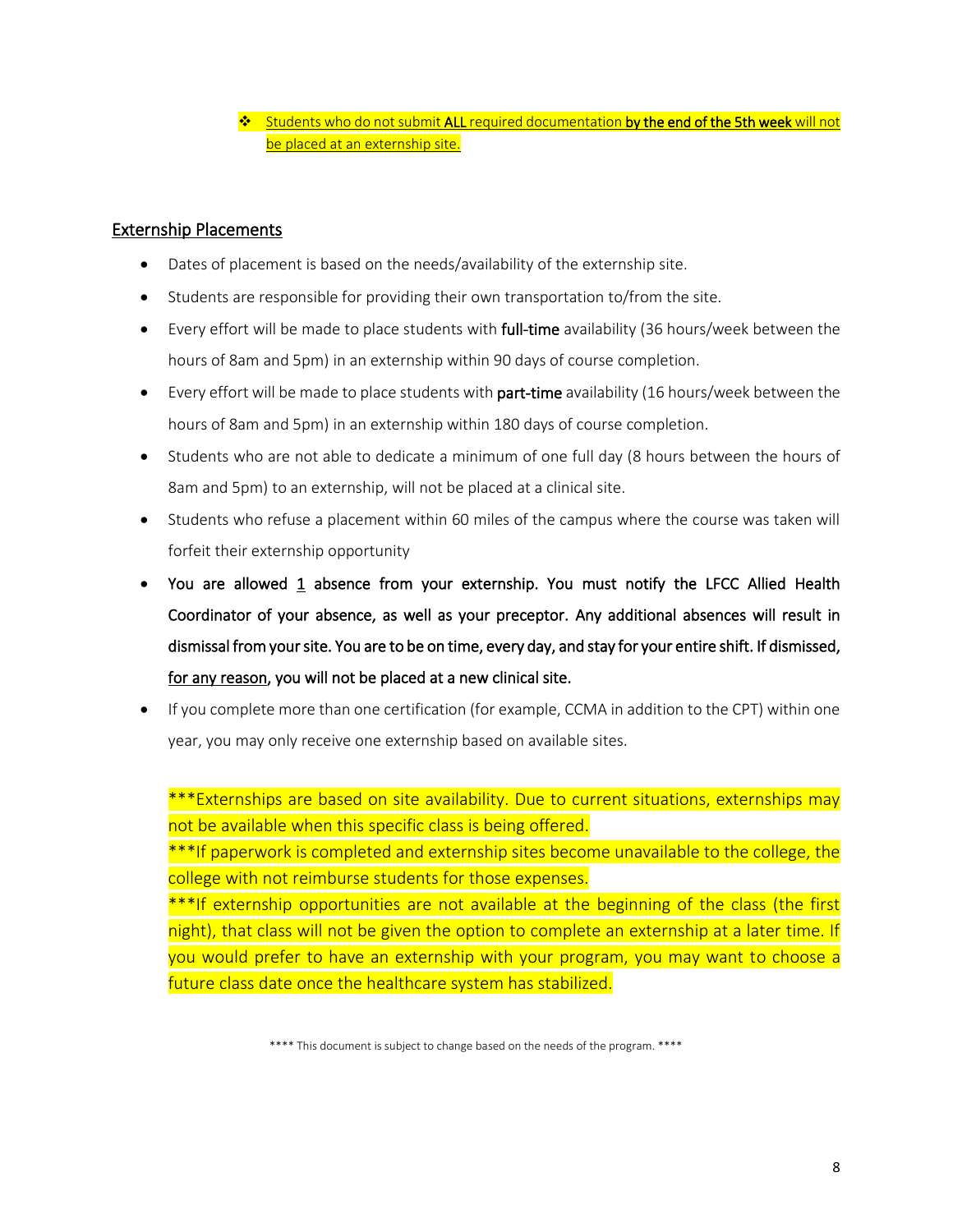- Students who do not submit **ALL** required documentation **by the end of the 5th week** will not be placed at an externship site.

## Externship Placements

- Dates of placement is based on the needs/availability of the externship site.
- Students are responsible for providing their own transportation to/from the site.
- Every effort will be made to place students with **full-time** availability (36 hours/week between the hours of 8am and 5pm) in an externship within 90 days of course completion.
- Every effort will be made to place students with **part-time** availability (16 hours/week between the hours of 8am and 5pm) in an externship within 180 days of course completion.
- Students who are not able to dedicate a minimum of one full day (8 hours between the hours of 8am and 5pm) to an externship, will not be placed at a clinical site.
- Students who refuse a placement within 60 miles of the campus where the course was taken will forfeit their externship opportunity
- **You are allowed 1 absence from your externship. You must notify the LFCC Allied Health Coordinator of your absence, as well as your preceptor. Any additional absences will result in dismissal from your site. You are to be on time, every day, and stay for your entire shift. If dismissed, for any reason, you will not be placed at a new clinical site.**
- If you complete more than one certification (for example, CCMA in addition to the CPT) within one year, you may only receive one externship based on available sites.

***Externships are based on site availability. Due to current situations, externships may not be available when this specific class is being offered.
***If paperwork is completed and externship sites become unavailable to the college, the college with not reimburse students for those expenses.
***If externship opportunities are not available at the beginning of the class (the first night), that class will not be given the option to complete an externship at a later time. If you would prefer to have an externship with your program, you may want to choose a future class date once the healthcare system has stabilized.

**** This document is subject to change based on the needs of the program. ****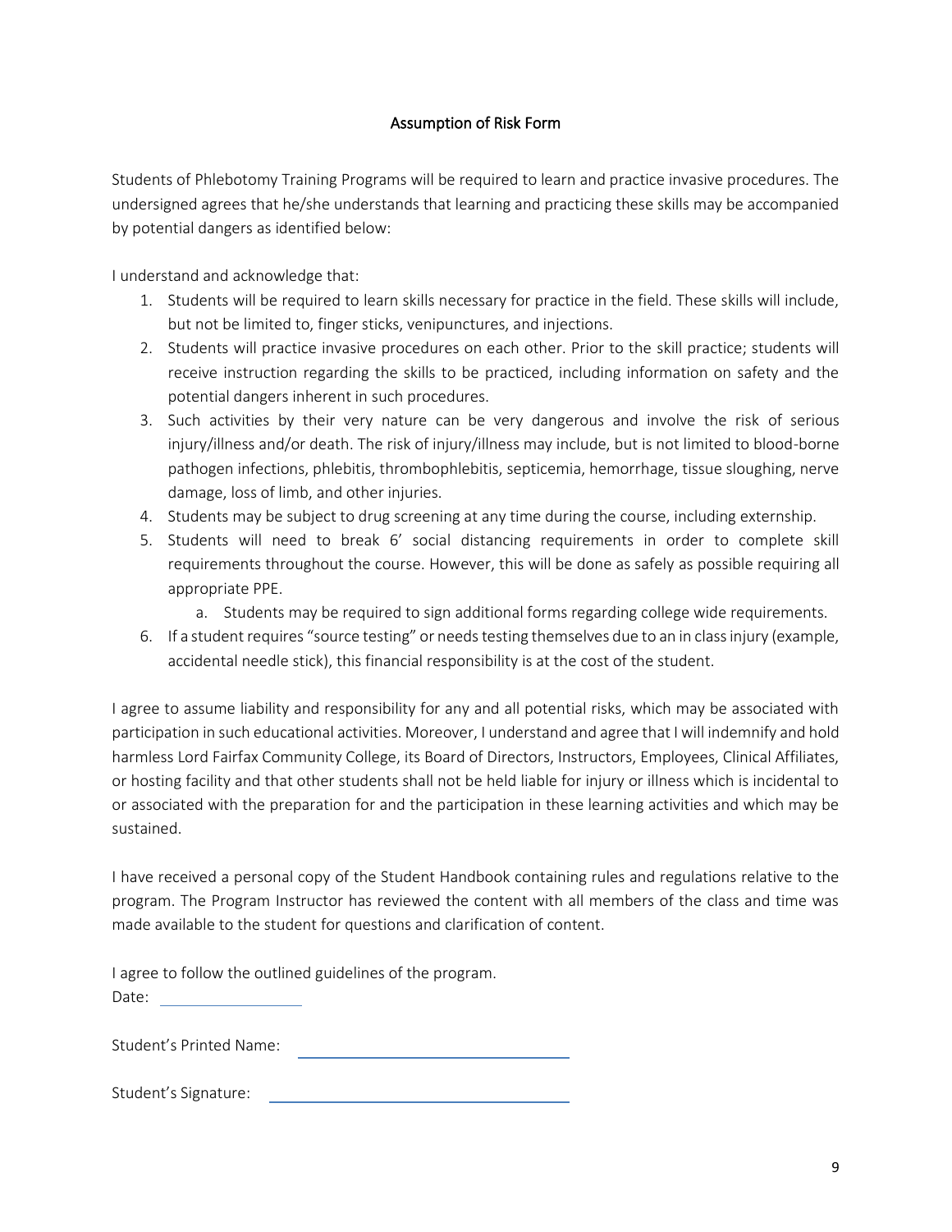## Assumption of Risk Form

Students of Phlebotomy Training Programs will be required to learn and practice invasive procedures. The undersigned agrees that he/she understands that learning and practicing these skills may be accompanied by potential dangers as identified below:

I understand and acknowledge that:

1. Students will be required to learn skills necessary for practice in the field. These skills will include, but not be limited to, finger sticks, venipunctures, and injections.
2. Students will practice invasive procedures on each other. Prior to the skill practice; students will receive instruction regarding the skills to be practiced, including information on safety and the potential dangers inherent in such procedures.
3. Such activities by their very nature can be very dangerous and involve the risk of serious injury/illness and/or death. The risk of injury/illness may include, but is not limited to blood-borne pathogen infections, phlebitis, thrombophlebitis, septicemia, hemorrhage, tissue sloughing, nerve damage, loss of limb, and other injuries.
4. Students may be subject to drug screening at any time during the course, including externship.
5. Students will need to break 6' social distancing requirements in order to complete skill requirements throughout the course. However, this will be done as safely as possible requiring all appropriate PPE.
   a. Students may be required to sign additional forms regarding college wide requirements.
6. If a student requires "source testing" or needs testing themselves due to an in class injury (example, accidental needle stick), this financial responsibility is at the cost of the student.

I agree to assume liability and responsibility for any and all potential risks, which may be associated with participation in such educational activities. Moreover, I understand and agree that I will indemnify and hold harmless Lord Fairfax Community College, its Board of Directors, Instructors, Employees, Clinical Affiliates, or hosting facility and that other students shall not be held liable for injury or illness which is incidental to or associated with the preparation for and the participation in these learning activities and which may be sustained.

I have received a personal copy of the Student Handbook containing rules and regulations relative to the program. The Program Instructor has reviewed the content with all members of the class and time was made available to the student for questions and clarification of content.

I agree to follow the outlined guidelines of the program.

Date: ____________________

Student's Printed Name: ________________________________________

Student's Signature: ________________________________________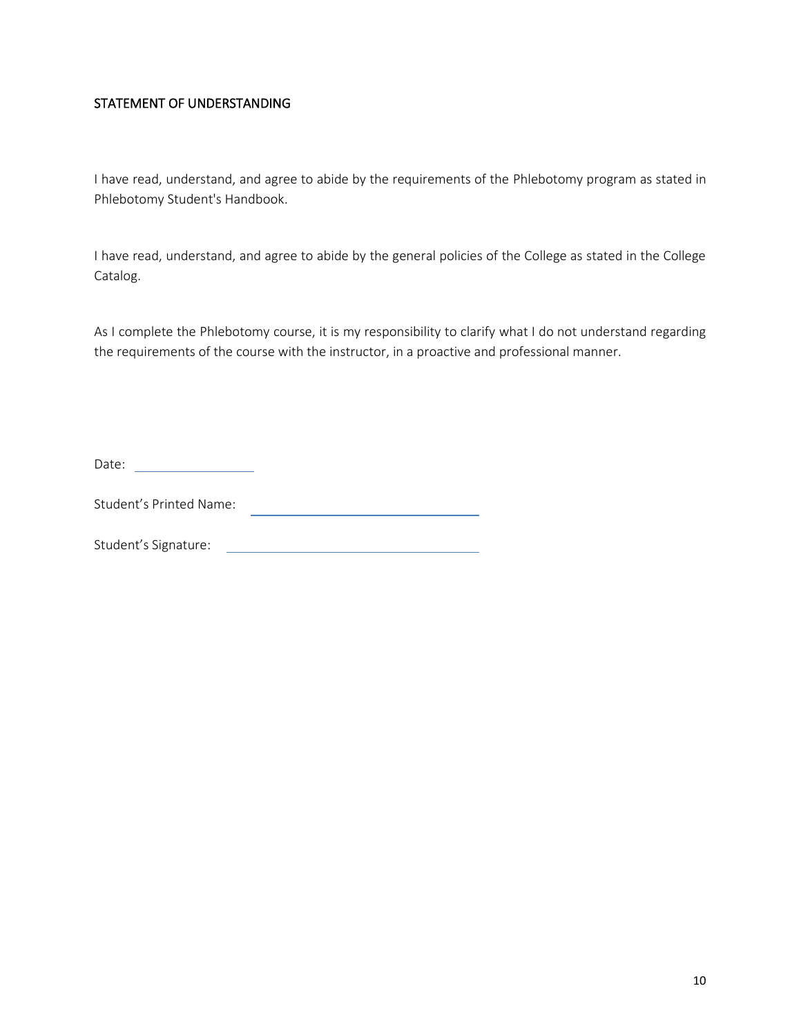## STATEMENT OF UNDERSTANDING

I have read, understand, and agree to abide by the requirements of the Phlebotomy program as stated in Phlebotomy Student's Handbook.

I have read, understand, and agree to abide by the general policies of the College as stated in the College Catalog.

As I complete the Phlebotomy course, it is my responsibility to clarify what I do not understand regarding the requirements of the course with the instructor, in a proactive and professional manner.

Date: ____________________

Student's Printed Name: ______________________________

Student's Signature: ______________________________